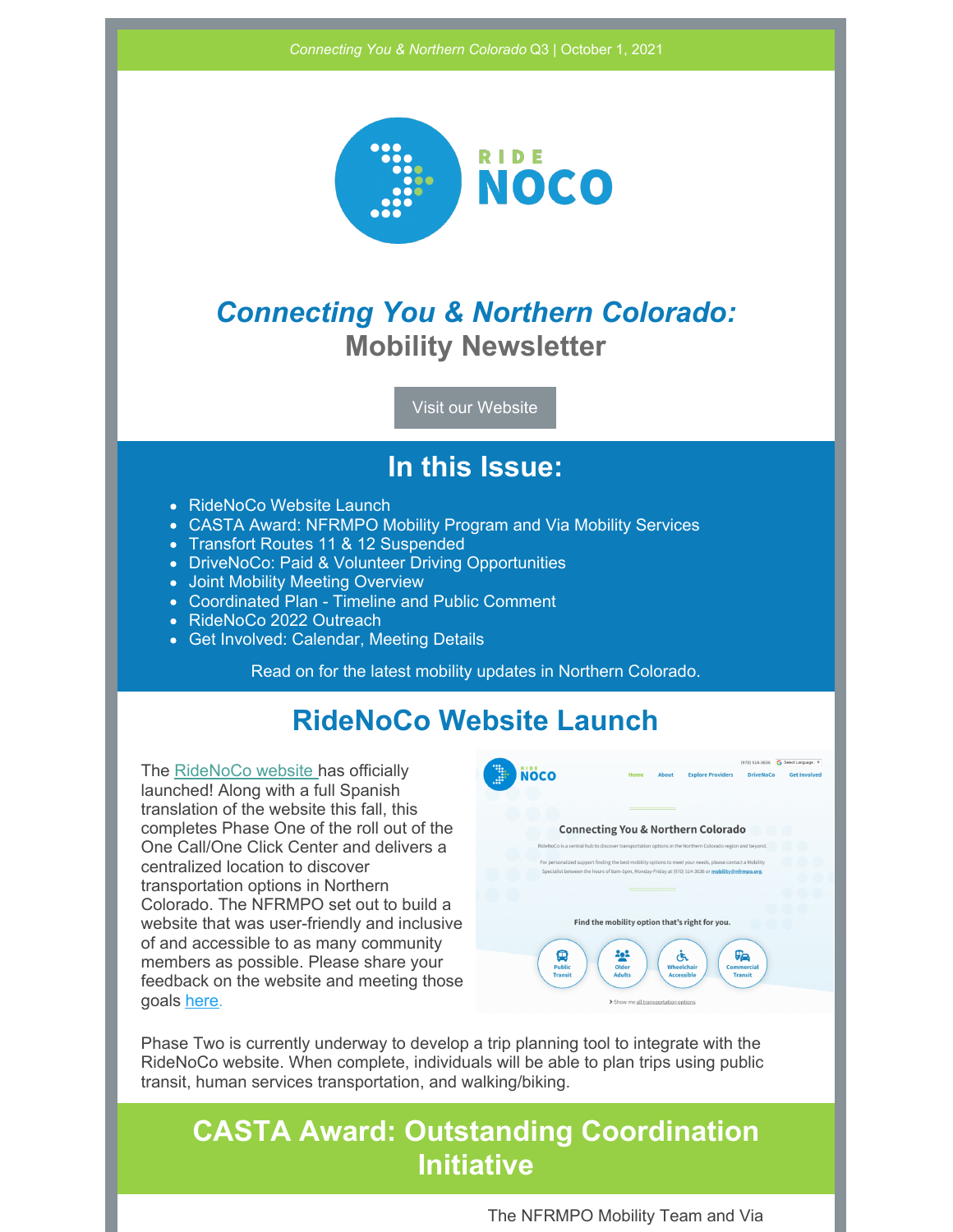*Connecting You & Northern Colorado* Q3 | October 1, 2021

RIDE NOCO

# *Connecting You & Northern Colorado:* Mobility Newsletter

Visit our Website

## In this Issue:

- RideNoCo Website Launch
- CASTA Award: NFRMPO Mobility Program and Via Mobility Services
- Transfort Routes 11 & 12 Suspended
- DriveNoCo: Paid & Volunteer Driving Opportunities
- Joint Mobility Meeting Overview
- Coordinated Plan - Timeline and Public Comment
- RideNoCo 2022 Outreach
- Get Involved: Calendar, Meeting Details

Read on for the latest mobility updates in Northern Colorado.

## RideNoCo Website Launch

The [RideNoCo website](#) has officially launched! Along with a full Spanish translation of the website this fall, this completes Phase One of the roll out of the One Call/One Click Center and delivers a centralized location to discover transportation options in Northern Colorado. The NFRMPO set out to build a website that was user-friendly and inclusive of and accessible to as many community members as possible. Please share your feedback on the website and meeting those goals [here](#).

Phase Two is currently underway to develop a trip planning tool to integrate with the RideNoCo website. When complete, individuals will be able to plan trips using public transit, human services transportation, and walking/biking.

## CASTA Award: Outstanding Coordination Initiative

The NFRMPO Mobility Team and Via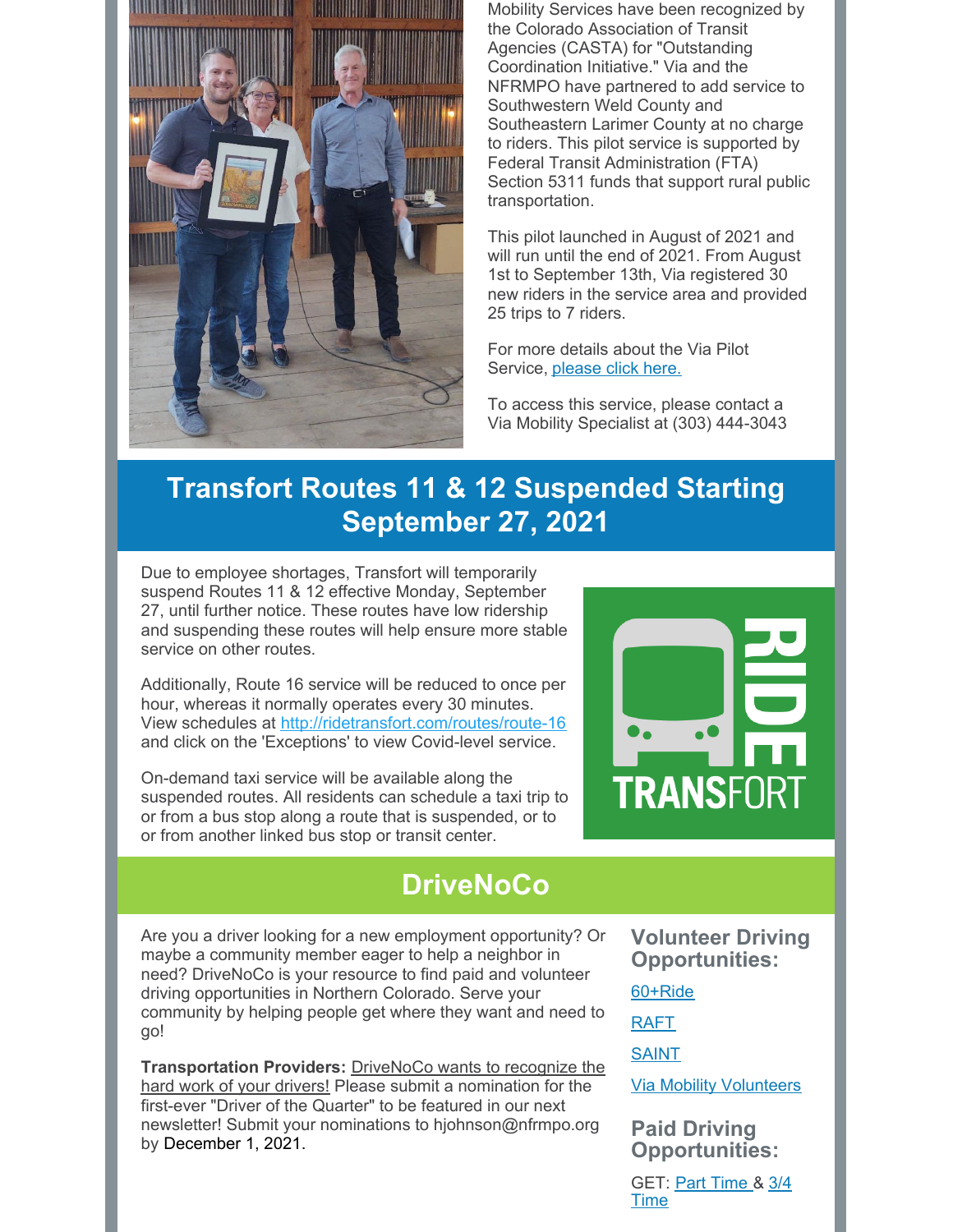Mobility Services have been recognized by the Colorado Association of Transit Agencies (CASTA) for "Outstanding Coordination Initiative." Via and the NFRMPO have partnered to add service to Southwestern Weld County and Southeastern Larimer County at no charge to riders. This pilot service is supported by Federal Transit Administration (FTA) Section 5311 funds that support rural public transportation.

This pilot launched in August of 2021 and will run until the end of 2021. From August 1st to September 13th, Via registered 30 new riders in the service area and provided 25 trips to 7 riders.

For more details about the Via Pilot Service, please click here.

To access this service, please contact a Via Mobility Specialist at (303) 444-3043

## Transfort Routes 11 & 12 Suspended Starting September 27, 2021

Due to employee shortages, Transfort will temporarily suspend Routes 11 & 12 effective Monday, September 27, until further notice. These routes have low ridership and suspending these routes will help ensure more stable service on other routes.

Additionally, Route 16 service will be reduced to once per hour, whereas it normally operates every 30 minutes. View schedules at http://ridetransfort.com/routes/route-16 and click on the 'Exceptions' to view Covid-level service.

On-demand taxi service will be available along the suspended routes. All residents can schedule a taxi trip to or from a bus stop along a route that is suspended, or to or from another linked bus stop or transit center.

RIDE TRANSFORT

## DriveNoCo

Are you a driver looking for a new employment opportunity? Or maybe a community member eager to help a neighbor in need? DriveNoCo is your resource to find paid and volunteer driving opportunities in Northern Colorado. Serve your community by helping people get where they want and need to go!

**Transportation Providers:** DriveNoCo wants to recognize the hard work of your drivers! Please submit a nomination for the first-ever "Driver of the Quarter" to be featured in our next newsletter! Submit your nominations to hjohnson@nfrmpo.org by December 1, 2021.

### Volunteer Driving Opportunities:

60+Ride

RAFT

SAINT

Via Mobility Volunteers

### Paid Driving Opportunities:

GET: Part Time & 3/4 Time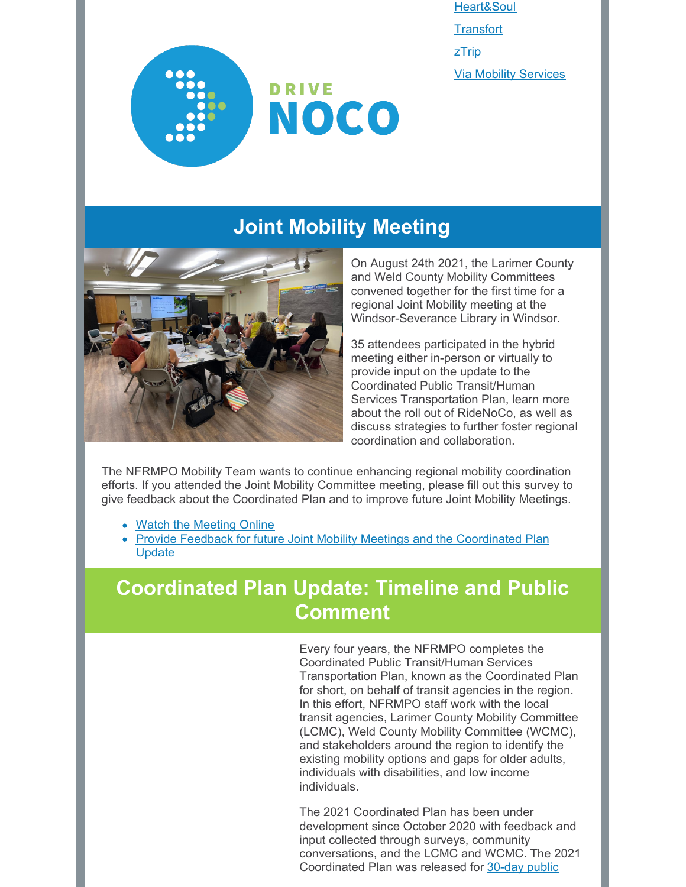[Heart&Soul](#)

[Transfort](#)

[zTrip](#)

[Via Mobility Services](#)

DRIVE NOCO

## Joint Mobility Meeting

On August 24th 2021, the Larimer County and Weld County Mobility Committees convened together for the first time for a regional Joint Mobility meeting at the Windsor-Severance Library in Windsor.

35 attendees participated in the hybrid meeting either in-person or virtually to provide input on the update to the Coordinated Public Transit/Human Services Transportation Plan, learn more about the roll out of RideNoCo, as well as discuss strategies to further foster regional coordination and collaboration.

The NFRMPO Mobility Team wants to continue enhancing regional mobility coordination efforts. If you attended the Joint Mobility Committee meeting, please fill out this survey to give feedback about the Coordinated Plan and to improve future Joint Mobility Meetings.

- Watch the Meeting Online
- Provide Feedback for future Joint Mobility Meetings and the Coordinated Plan Update

## Coordinated Plan Update: Timeline and Public Comment

Every four years, the NFRMPO completes the Coordinated Public Transit/Human Services Transportation Plan, known as the Coordinated Plan for short, on behalf of transit agencies in the region. In this effort, NFRMPO staff work with the local transit agencies, Larimer County Mobility Committee (LCMC), Weld County Mobility Committee (WCMC), and stakeholders around the region to identify the existing mobility options and gaps for older adults, individuals with disabilities, and low income individuals.

The 2021 Coordinated Plan has been under development since October 2020 with feedback and input collected through surveys, community conversations, and the LCMC and WCMC. The 2021 Coordinated Plan was released for 30-day public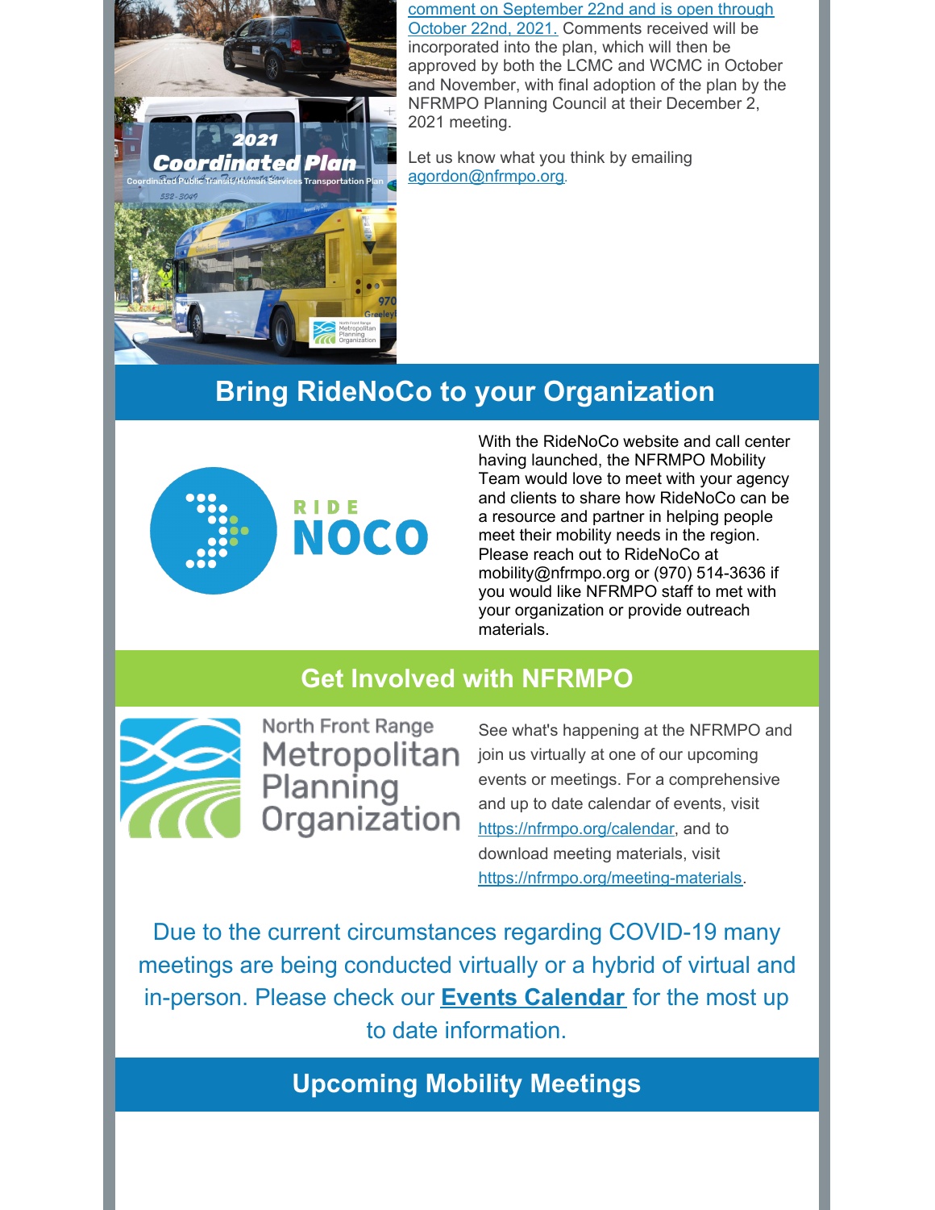comment on September 22nd and is open through October 22nd, 2021. Comments received will be incorporated into the plan, which will then be approved by both the LCMC and WCMC in October and November, with final adoption of the plan by the NFRMPO Planning Council at their December 2, 2021 meeting.

Let us know what you think by emailing agordon@nfrmpo.org.

## Bring RideNoCo to your Organization

With the RideNoCo website and call center having launched, the NFRMPO Mobility Team would love to meet with your agency and clients to share how RideNoCo can be a resource and partner in helping people meet their mobility needs in the region. Please reach out to RideNoCo at mobility@nfrmpo.org or (970) 514-3636 if you would like NFRMPO staff to met with your organization or provide outreach materials.

## Get Involved with NFRMPO

See what's happening at the NFRMPO and join us virtually at one of our upcoming events or meetings. For a comprehensive and up to date calendar of events, visit https://nfrmpo.org/calendar, and to download meeting materials, visit https://nfrmpo.org/meeting-materials.

Due to the current circumstances regarding COVID-19 many meetings are being conducted virtually or a hybrid of virtual and in-person. Please check our **Events Calendar** for the most up to date information.

## Upcoming Mobility Meetings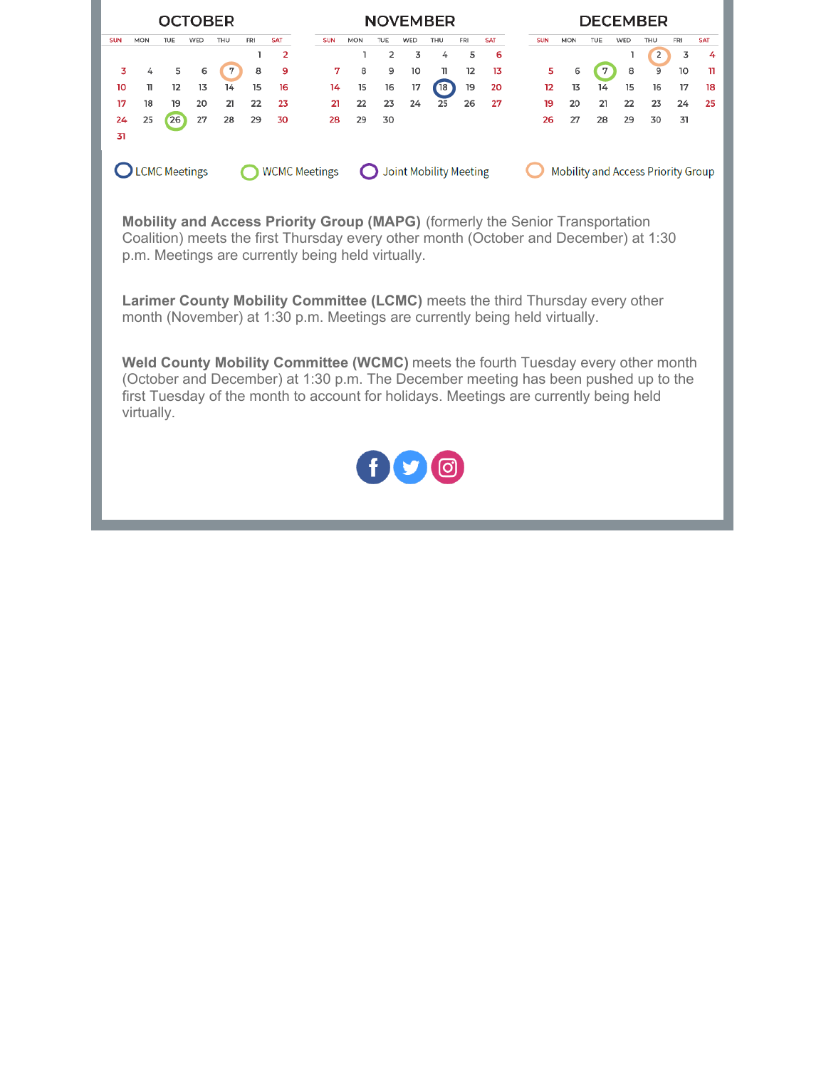## OCTOBER

| SUN | MON | TUE | WED | THU | FRI | SAT |
|---|---|---|---|---|---|---|
| | | | | | 1 | 2 |
| 3 | 4 | 5 | 6 | 7 | 8 | 9 |
| 10 | 11 | 12 | 13 | 14 | 15 | 16 |
| 17 | 18 | 19 | 20 | 21 | 22 | 23 |
| 24 | 25 | 26 | 27 | 28 | 29 | 30 |
| 31 | | | | | | |

## NOVEMBER

| SUN | MON | TUE | WED | THU | FRI | SAT |
|---|---|---|---|---|---|---|
| | 1 | 2 | 3 | 4 | 5 | 6 |
| 7 | 8 | 9 | 10 | 11 | 12 | 13 |
| 14 | 15 | 16 | 17 | 18 | 19 | 20 |
| 21 | 22 | 23 | 24 | 25 | 26 | 27 |
| 28 | 29 | 30 | | | | |

## DECEMBER

| SUN | MON | TUE | WED | THU | FRI | SAT |
|---|---|---|---|---|---|---|
| | | | 1 | 2 | 3 | 4 |
| 5 | 6 | 7 | 8 | 9 | 10 | 11 |
| 12 | 13 | 14 | 15 | 16 | 17 | 18 |
| 19 | 20 | 21 | 22 | 23 | 24 | 25 |
| 26 | 27 | 28 | 29 | 30 | 31 | |

LCMC Meetings

WCMC Meetings

Joint Mobility Meeting

Mobility and Access Priority Group

**Mobility and Access Priority Group (MAPG)** (formerly the Senior Transportation Coalition) meets the first Thursday every other month (October and December) at 1:30 p.m. Meetings are currently being held virtually.

**Larimer County Mobility Committee (LCMC)** meets the third Thursday every other month (November) at 1:30 p.m. Meetings are currently being held virtually.

**Weld County Mobility Committee (WCMC)** meets the fourth Tuesday every other month (October and December) at 1:30 p.m. The December meeting has been pushed up to the first Tuesday of the month to account for holidays. Meetings are currently being held virtually.